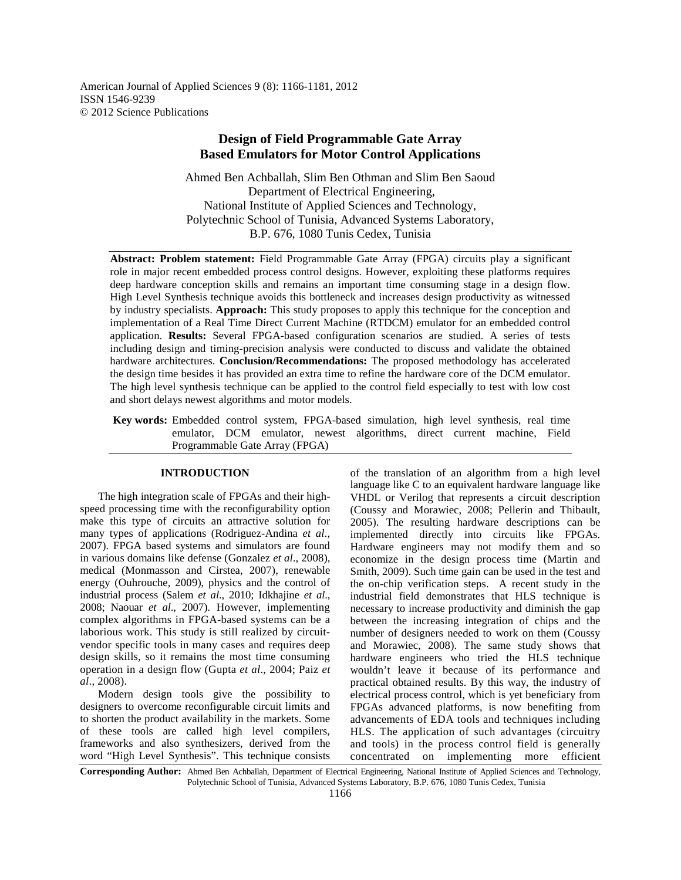American Journal of Applied Sciences 9 (8): 1166-1181, 2012
ISSN 1546-9239
© 2012 Science Publications

# Design of Field Programmable Gate Array Based Emulators for Motor Control Applications

Ahmed Ben Achballah, Slim Ben Othman and Slim Ben Saoud
Department of Electrical Engineering,
National Institute of Applied Sciences and Technology,
Polytechnic School of Tunisia, Advanced Systems Laboratory,
B.P. 676, 1080 Tunis Cedex, Tunisia

**Abstract: Problem statement:** Field Programmable Gate Array (FPGA) circuits play a significant role in major recent embedded process control designs. However, exploiting these platforms requires deep hardware conception skills and remains an important time consuming stage in a design flow. High Level Synthesis technique avoids this bottleneck and increases design productivity as witnessed by industry specialists. **Approach:** This study proposes to apply this technique for the conception and implementation of a Real Time Direct Current Machine (RTDCM) emulator for an embedded control application. **Results:** Several FPGA-based configuration scenarios are studied. A series of tests including design and timing-precision analysis were conducted to discuss and validate the obtained hardware architectures. **Conclusion/Recommendations:** The proposed methodology has accelerated the design time besides it has provided an extra time to refine the hardware core of the DCM emulator. The high level synthesis technique can be applied to the control field especially to test with low cost and short delays newest algorithms and motor models.

**Key words:** Embedded control system, FPGA-based simulation, high level synthesis, real time emulator, DCM emulator, newest algorithms, direct current machine, Field Programmable Gate Array (FPGA)

## INTRODUCTION

The high integration scale of FPGAs and their high-speed processing time with the reconfigurability option make this type of circuits an attractive solution for many types of applications (Rodriguez-Andina *et al*., 2007). FPGA based systems and simulators are found in various domains like defense (Gonzalez *et al*., 2008), medical (Monmasson and Cirstea, 2007), renewable energy (Ouhrouche, 2009), physics and the control of industrial process (Salem *et al*., 2010; Idkhajine *et al*., 2008; Naouar *et al*., 2007). However, implementing complex algorithms in FPGA-based systems can be a laborious work. This study is still realized by circuit-vendor specific tools in many cases and requires deep design skills, so it remains the most time consuming operation in a design flow (Gupta *et al*., 2004; Paiz *et al*., 2008).

Modern design tools give the possibility to designers to overcome reconfigurable circuit limits and to shorten the product availability in the markets. Some of these tools are called high level compilers, frameworks and also synthesizers, derived from the word "High Level Synthesis". This technique consists of the translation of an algorithm from a high level language like C to an equivalent hardware language like VHDL or Verilog that represents a circuit description (Coussy and Morawiec, 2008; Pellerin and Thibault, 2005). The resulting hardware descriptions can be implemented directly into circuits like FPGAs. Hardware engineers may not modify them and so economize in the design process time (Martin and Smith, 2009). Such time gain can be used in the test and the on-chip verification steps. A recent study in the industrial field demonstrates that HLS technique is necessary to increase productivity and diminish the gap between the increasing integration of chips and the number of designers needed to work on them (Coussy and Morawiec, 2008). The same study shows that hardware engineers who tried the HLS technique wouldn't leave it because of its performance and practical obtained results. By this way, the industry of electrical process control, which is yet beneficiary from FPGAs advanced platforms, is now benefiting from advancements of EDA tools and techniques including HLS. The application of such advantages (circuitry and tools) in the process control field is generally concentrated on implementing more efficient

**Corresponding Author:** Ahmed Ben Achballah, Department of Electrical Engineering, National Institute of Applied Sciences and Technology, Polytechnic School of Tunisia, Advanced Systems Laboratory, B.P. 676, 1080 Tunis Cedex, Tunisia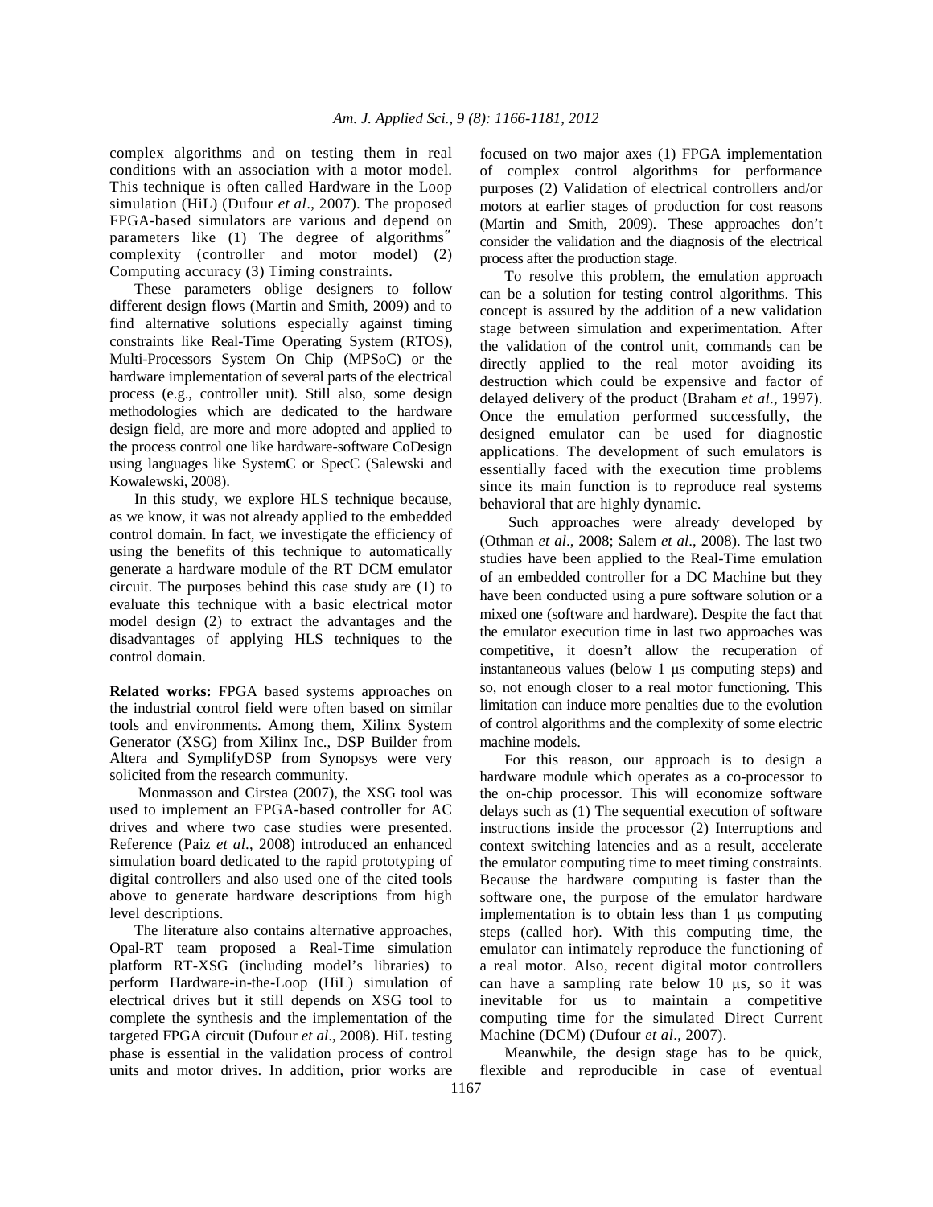complex algorithms and on testing them in real conditions with an association with a motor model. This technique is often called Hardware in the Loop simulation (HiL) (Dufour *et al*., 2007). The proposed FPGA-based simulators are various and depend on parameters like (1) The degree of algorithms‟ complexity (controller and motor model) (2) Computing accuracy (3) Timing constraints.

These parameters oblige designers to follow different design flows (Martin and Smith, 2009) and to find alternative solutions especially against timing constraints like Real-Time Operating System (RTOS), Multi-Processors System On Chip (MPSoC) or the hardware implementation of several parts of the electrical process (e.g., controller unit). Still also, some design methodologies which are dedicated to the hardware design field, are more and more adopted and applied to the process control one like hardware-software CoDesign using languages like SystemC or SpecC (Salewski and Kowalewski, 2008).

In this study, we explore HLS technique because, as we know, it was not already applied to the embedded control domain. In fact, we investigate the efficiency of using the benefits of this technique to automatically generate a hardware module of the RT DCM emulator circuit. The purposes behind this case study are (1) to evaluate this technique with a basic electrical motor model design (2) to extract the advantages and the disadvantages of applying HLS techniques to the control domain.

**Related works:** FPGA based systems approaches on the industrial control field were often based on similar tools and environments. Among them, Xilinx System Generator (XSG) from Xilinx Inc., DSP Builder from Altera and SymplifyDSP from Synopsys were very solicited from the research community.

Monmasson and Cirstea (2007), the XSG tool was used to implement an FPGA-based controller for AC drives and where two case studies were presented. Reference (Paiz *et al*., 2008) introduced an enhanced simulation board dedicated to the rapid prototyping of digital controllers and also used one of the cited tools above to generate hardware descriptions from high level descriptions.

The literature also contains alternative approaches, Opal-RT team proposed a Real-Time simulation platform RT-XSG (including model's libraries) to perform Hardware-in-the-Loop (HiL) simulation of electrical drives but it still depends on XSG tool to complete the synthesis and the implementation of the targeted FPGA circuit (Dufour *et al*., 2008). HiL testing phase is essential in the validation process of control units and motor drives. In addition, prior works are focused on two major axes (1) FPGA implementation of complex control algorithms for performance purposes (2) Validation of electrical controllers and/or motors at earlier stages of production for cost reasons (Martin and Smith, 2009). These approaches don't consider the validation and the diagnosis of the electrical process after the production stage.

To resolve this problem, the emulation approach can be a solution for testing control algorithms. This concept is assured by the addition of a new validation stage between simulation and experimentation. After the validation of the control unit, commands can be directly applied to the real motor avoiding its destruction which could be expensive and factor of delayed delivery of the product (Braham *et al*., 1997). Once the emulation performed successfully, the designed emulator can be used for diagnostic applications. The development of such emulators is essentially faced with the execution time problems since its main function is to reproduce real systems behavioral that are highly dynamic.

Such approaches were already developed by (Othman *et al*., 2008; Salem *et al*., 2008). The last two studies have been applied to the Real-Time emulation of an embedded controller for a DC Machine but they have been conducted using a pure software solution or a mixed one (software and hardware). Despite the fact that the emulator execution time in last two approaches was competitive, it doesn't allow the recuperation of instantaneous values (below 1 μs computing steps) and so, not enough closer to a real motor functioning. This limitation can induce more penalties due to the evolution of control algorithms and the complexity of some electric machine models.

For this reason, our approach is to design a hardware module which operates as a co-processor to the on-chip processor. This will economize software delays such as (1) The sequential execution of software instructions inside the processor (2) Interruptions and context switching latencies and as a result, accelerate the emulator computing time to meet timing constraints. Because the hardware computing is faster than the software one, the purpose of the emulator hardware implementation is to obtain less than 1 μs computing steps (called hor). With this computing time, the emulator can intimately reproduce the functioning of a real motor. Also, recent digital motor controllers can have a sampling rate below 10 μs, so it was inevitable for us to maintain a competitive computing time for the simulated Direct Current Machine (DCM) (Dufour *et al*., 2007).

Meanwhile, the design stage has to be quick, flexible and reproducible in case of eventual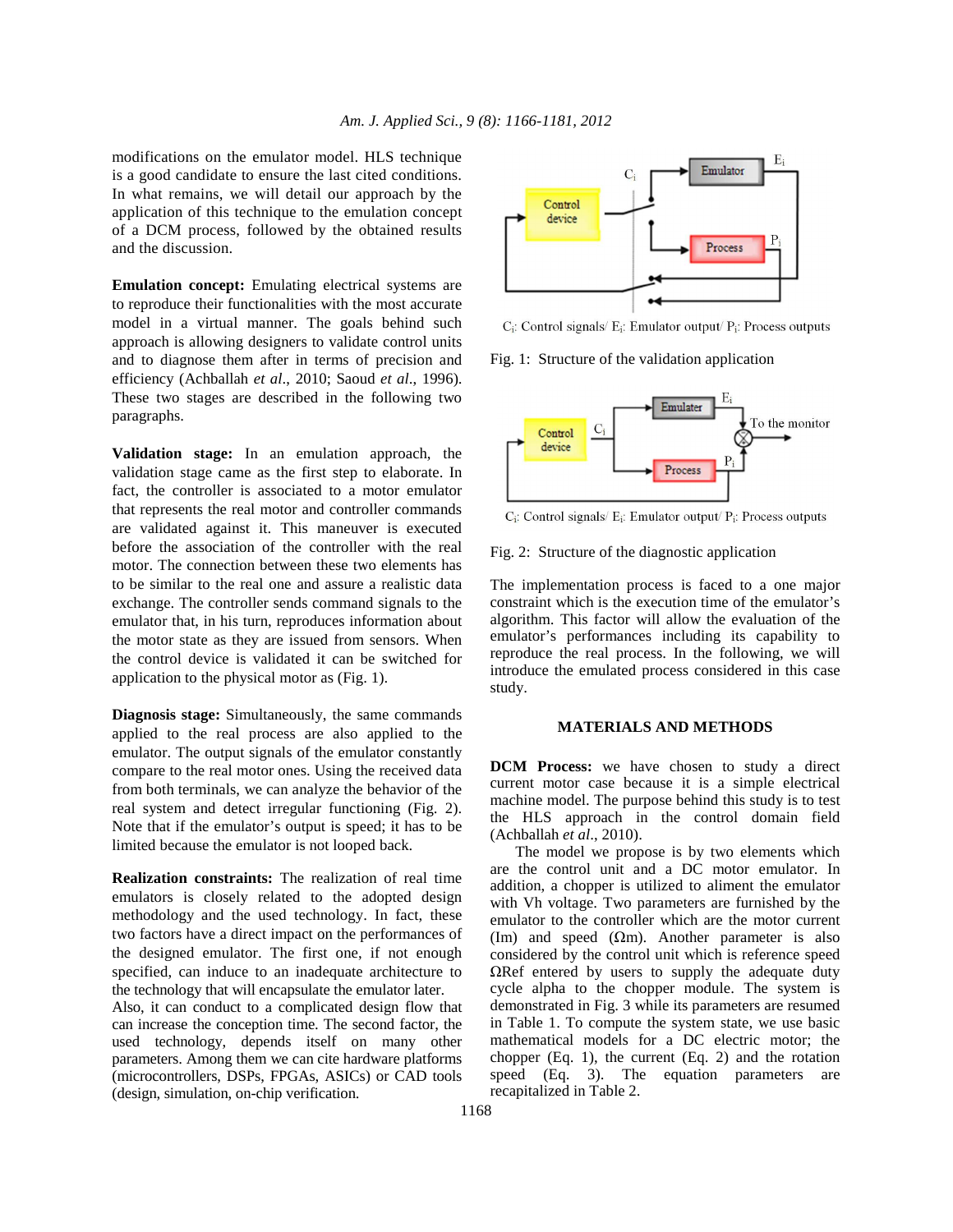modifications on the emulator model. HLS technique is a good candidate to ensure the last cited conditions. In what remains, we will detail our approach by the application of this technique to the emulation concept of a DCM process, followed by the obtained results and the discussion.

**Emulation concept:** Emulating electrical systems are to reproduce their functionalities with the most accurate model in a virtual manner. The goals behind such approach is allowing designers to validate control units and to diagnose them after in terms of precision and efficiency (Achballah *et al*., 2010; Saoud *et al*., 1996). These two stages are described in the following two paragraphs.

**Validation stage:** In an emulation approach, the validation stage came as the first step to elaborate. In fact, the controller is associated to a motor emulator that represents the real motor and controller commands are validated against it. This maneuver is executed before the association of the controller with the real motor. The connection between these two elements has to be similar to the real one and assure a realistic data exchange. The controller sends command signals to the emulator that, in his turn, reproduces information about the motor state as they are issued from sensors. When the control device is validated it can be switched for application to the physical motor as (Fig. 1).

**Diagnosis stage:** Simultaneously, the same commands applied to the real process are also applied to the emulator. The output signals of the emulator constantly compare to the real motor ones. Using the received data from both terminals, we can analyze the behavior of the real system and detect irregular functioning (Fig. 2). Note that if the emulator's output is speed; it has to be limited because the emulator is not looped back.

**Realization constraints:** The realization of real time emulators is closely related to the adopted design methodology and the used technology. In fact, these two factors have a direct impact on the performances of the designed emulator. The first one, if not enough specified, can induce to an inadequate architecture to the technology that will encapsulate the emulator later. Also, it can conduct to a complicated design flow that can increase the conception time. The second factor, the used technology, depends itself on many other parameters. Among them we can cite hardware platforms (microcontrollers, DSPs, FPGAs, ASICs) or CAD tools (design, simulation, on-chip verification.

$C_i$: Control signals/ $E_i$: Emulator output/ $P_i$: Process outputs

Fig. 1: Structure of the validation application

$C_i$: Control signals/ $E_i$: Emulator output/ $P_i$: Process outputs

Fig. 2: Structure of the diagnostic application

The implementation process is faced to a one major constraint which is the execution time of the emulator's algorithm. This factor will allow the evaluation of the emulator's performances including its capability to reproduce the real process. In the following, we will introduce the emulated process considered in this case study.

## MATERIALS AND METHODS

**DCM Process:** we have chosen to study a direct current motor case because it is a simple electrical machine model. The purpose behind this study is to test the HLS approach in the control domain field (Achballah *et al*., 2010).

The model we propose is by two elements which are the control unit and a DC motor emulator. In addition, a chopper is utilized to aliment the emulator with Vh voltage. Two parameters are furnished by the emulator to the controller which are the motor current (Im) and speed (Ωm). Another parameter is also considered by the control unit which is reference speed ΩRef entered by users to supply the adequate duty cycle alpha to the chopper module. The system is demonstrated in Fig. 3 while its parameters are resumed in Table 1. To compute the system state, we use basic mathematical models for a DC electric motor; the chopper (Eq. 1), the current (Eq. 2) and the rotation speed (Eq. 3). The equation parameters are recapitalized in Table 2.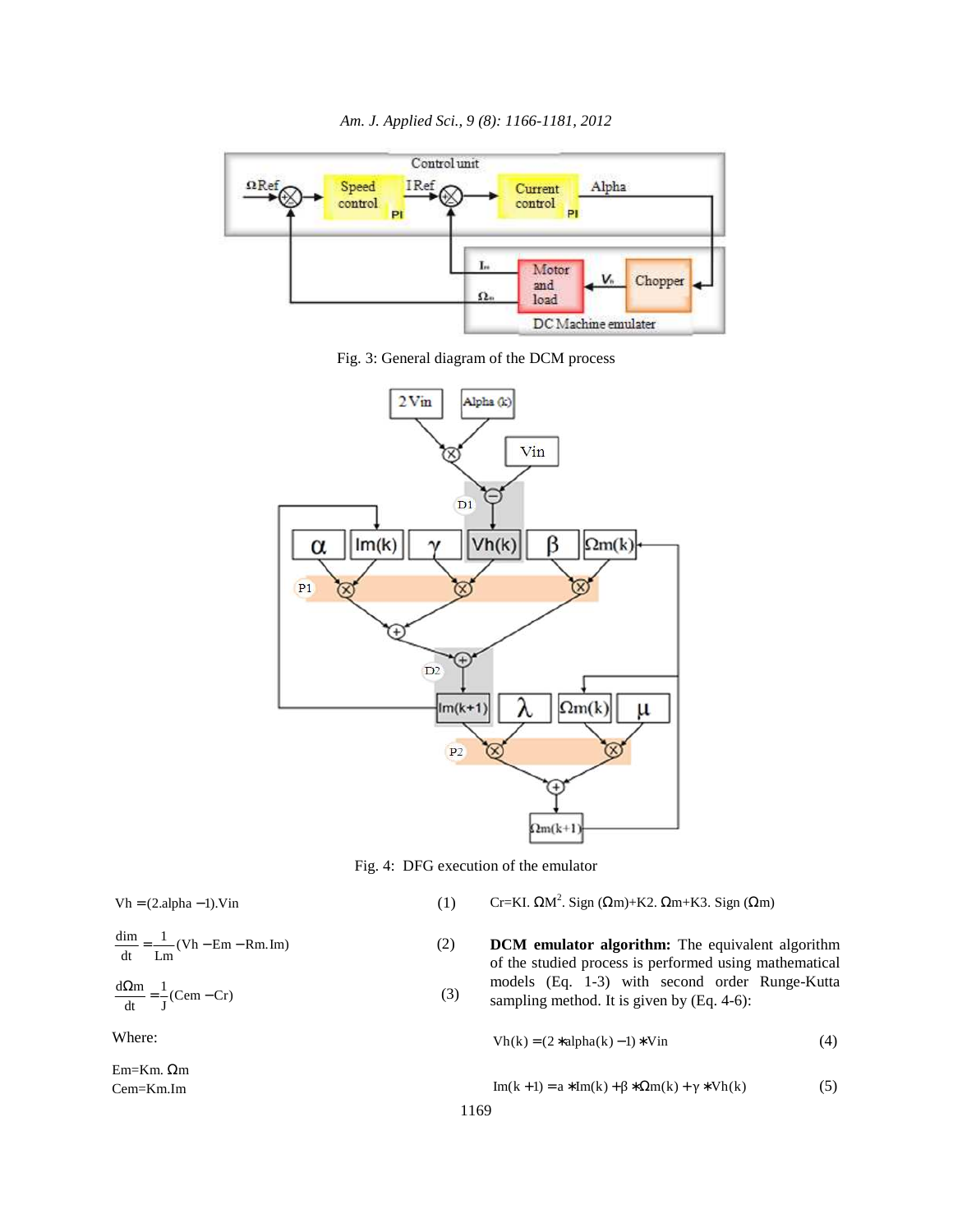Fig. 3: General diagram of the DCM process

Fig. 4: DFG execution of the emulator

$$Vh = (2.alpha - 1).Vin \quad (1)$$

$$\frac{dim}{dt} = \frac{1}{Lm}(Vh - Em - Rm.Im) \quad (2)$$

$$\frac{d\Omega m}{dt} = \frac{1}{J}(Cem - Cr) \quad (3)$$

Where:

Em=Km. Ωm
Cem=Km.Im

Cr=Kl. $\Omega M^2$. Sign (Ωm)+K2. Ωm+K3. Sign (Ωm)

**DCM emulator algorithm:** The equivalent algorithm of the studied process is performed using mathematical models (Eq. 1-3) with second order Runge-Kutta sampling method. It is given by (Eq. 4-6):

$$Vh(k) = (2 * alpha(k) - 1) * Vin \quad (4)$$

$$Im(k+1) = a * Im(k) + \beta * \Omega m(k) + \gamma * Vh(k) \quad (5)$$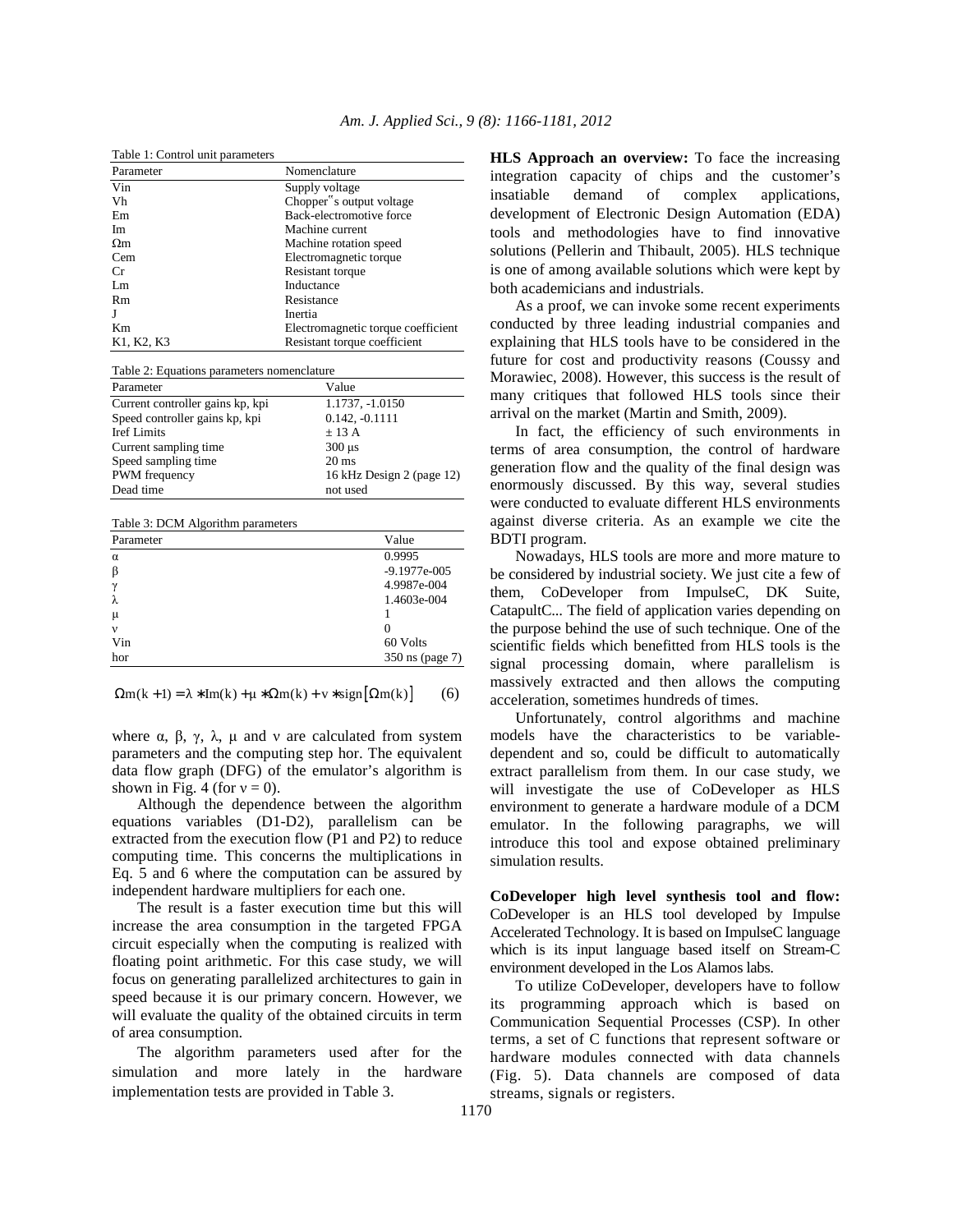Table 1: Control unit parameters

| Parameter | Nomenclature |
|---|---|
| Vin | Supply voltage |
| Vh | Chopper"s output voltage |
| Em | Back-electromotive force |
| Im | Machine current |
| Ωm | Machine rotation speed |
| Cem | Electromagnetic torque |
| Cr | Resistant torque |
| Lm | Inductance |
| Rm | Resistance |
| J | Inertia |
| Km | Electromagnetic torque coefficient |
| K1, K2, K3 | Resistant torque coefficient |

Table 2: Equations parameters nomenclature

| Parameter | Value |
|---|---|
| Current controller gains kp, kpi | 1.1737, -1.0150 |
| Speed controller gains kp, kpi | 0.142, -0.1111 |
| Iref Limits | ± 13 A |
| Current sampling time | 300 μs |
| Speed sampling time | 20 ms |
| PWM frequency | 16 kHz Design 2 (page 12) |
| Dead time | not used |

Table 3: DCM Algorithm parameters

| Parameter | Value |
|---|---|
| α | 0.9995 |
| β | -9.1977e-005 |
| γ | 4.9987e-004 |
| λ | 1.4603e-004 |
| μ | 1 |
| ν | 0 |
| Vin | 60 Volts |
| hor | 350 ns (page 7) |

$$\Omega m(k+1) = \lambda * Im(k) + \mu * \Omega m(k) + \nu * sign[\Omega m(k)] \quad (6)$$

where α, β, γ, λ, μ and ν are calculated from system parameters and the computing step hor. The equivalent data flow graph (DFG) of the emulator's algorithm is shown in Fig. 4 (for $\nu = 0$).

Although the dependence between the algorithm equations variables (D1-D2), parallelism can be extracted from the execution flow (P1 and P2) to reduce computing time. This concerns the multiplications in Eq. 5 and 6 where the computation can be assured by independent hardware multipliers for each one.

The result is a faster execution time but this will increase the area consumption in the targeted FPGA circuit especially when the computing is realized with floating point arithmetic. For this case study, we will focus on generating parallelized architectures to gain in speed because it is our primary concern. However, we will evaluate the quality of the obtained circuits in term of area consumption.

The algorithm parameters used after for the simulation and more lately in the hardware implementation tests are provided in Table 3.

**HLS Approach an overview:** To face the increasing integration capacity of chips and the customer's insatiable demand of complex applications, development of Electronic Design Automation (EDA) tools and methodologies have to find innovative solutions (Pellerin and Thibault, 2005). HLS technique is one of among available solutions which were kept by both academicians and industrials.

As a proof, we can invoke some recent experiments conducted by three leading industrial companies and explaining that HLS tools have to be considered in the future for cost and productivity reasons (Coussy and Morawiec, 2008). However, this success is the result of many critiques that followed HLS tools since their arrival on the market (Martin and Smith, 2009).

In fact, the efficiency of such environments in terms of area consumption, the control of hardware generation flow and the quality of the final design was enormously discussed. By this way, several studies were conducted to evaluate different HLS environments against diverse criteria. As an example we cite the BDTI program.

Nowadays, HLS tools are more and more mature to be considered by industrial society. We just cite a few of them, CoDeveloper from ImpulseC, DK Suite, CatapultC... The field of application varies depending on the purpose behind the use of such technique. One of the scientific fields which benefitted from HLS tools is the signal processing domain, where parallelism is massively extracted and then allows the computing acceleration, sometimes hundreds of times.

Unfortunately, control algorithms and machine models have the characteristics to be variable-dependent and so, could be difficult to automatically extract parallelism from them. In our case study, we will investigate the use of CoDeveloper as HLS environment to generate a hardware module of a DCM emulator. In the following paragraphs, we will introduce this tool and expose obtained preliminary simulation results.

**CoDeveloper high level synthesis tool and flow:** CoDeveloper is an HLS tool developed by Impulse Accelerated Technology. It is based on ImpulseC language which is its input language based itself on Stream-C environment developed in the Los Alamos labs.

To utilize CoDeveloper, developers have to follow its programming approach which is based on Communication Sequential Processes (CSP). In other terms, a set of C functions that represent software or hardware modules connected with data channels (Fig. 5). Data channels are composed of data streams, signals or registers.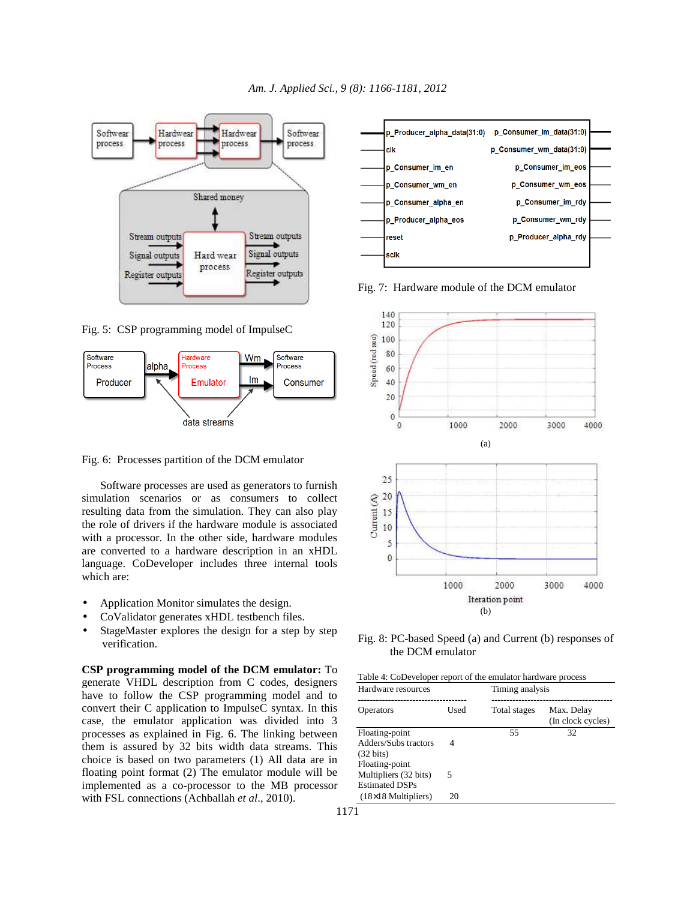Fig. 5: CSP programming model of ImpulseC

Fig. 6: Processes partition of the DCM emulator

Software processes are used as generators to furnish simulation scenarios or as consumers to collect resulting data from the simulation. They can also play the role of drivers if the hardware module is associated with a processor. In the other side, hardware modules are converted to a hardware description in an xHDL language. CoDeveloper includes three internal tools which are:

- Application Monitor simulates the design.
- CoValidator generates xHDL testbench files.
- StageMaster explores the design for a step by step verification.

**CSP programming model of the DCM emulator:** To generate VHDL description from C codes, designers have to follow the CSP programming model and to convert their C application to ImpulseC syntax. In this case, the emulator application was divided into 3 processes as explained in Fig. 6. The linking between them is assured by 32 bits width data streams. This choice is based on two parameters (1) All data are in floating point format (2) The emulator module will be implemented as a co-processor to the MB processor with FSL connections (Achballah *et al*., 2010).

Fig. 7: Hardware module of the DCM emulator

Fig. 8: PC-based Speed (a) and Current (b) responses of the DCM emulator

Table 4: CoDeveloper report of the emulator hardware process

| Hardware resources | | Timing analysis | |
|---|---|---|---|
| Operators | Used | Total stages | Max. Delay (In clock cycles) |
| Floating-point Adders/Subs tractors (32 bits) | 4 | 55 | 32 |
| Floating-point Multipliers (32 bits) | 5 | | |
| Estimated DSPs (18×18 Multipliers) | 20 | | |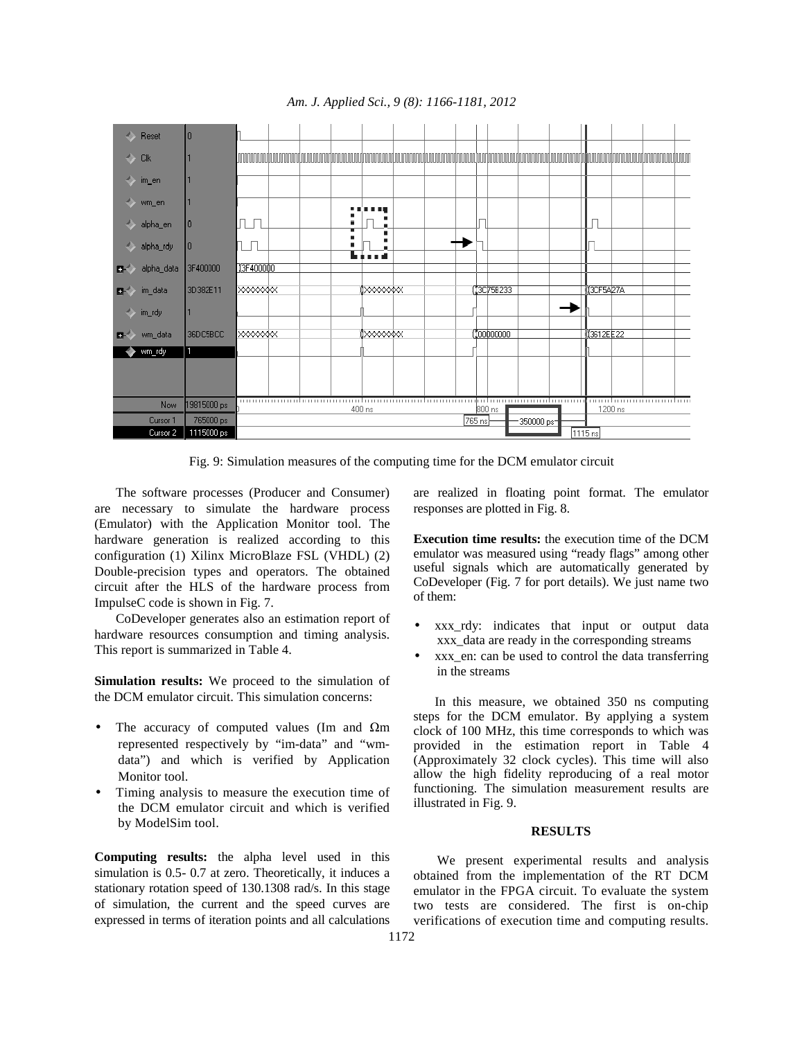Fig. 9: Simulation measures of the computing time for the DCM emulator circuit

The software processes (Producer and Consumer) are necessary to simulate the hardware process (Emulator) with the Application Monitor tool. The hardware generation is realized according to this configuration (1) Xilinx MicroBlaze FSL (VHDL) (2) Double-precision types and operators. The obtained circuit after the HLS of the hardware process from ImpulseC code is shown in Fig. 7.

CoDeveloper generates also an estimation report of hardware resources consumption and timing analysis. This report is summarized in Table 4.

**Simulation results:** We proceed to the simulation of the DCM emulator circuit. This simulation concerns:

- The accuracy of computed values (Im and $\Omega$m represented respectively by "im-data" and "wm-data") and which is verified by Application Monitor tool.
- Timing analysis to measure the execution time of the DCM emulator circuit and which is verified by ModelSim tool.

**Computing results:** the alpha level used in this simulation is 0.5- 0.7 at zero. Theoretically, it induces a stationary rotation speed of 130.1308 rad/s. In this stage of simulation, the current and the speed curves are expressed in terms of iteration points and all calculations are realized in floating point format. The emulator responses are plotted in Fig. 8.

**Execution time results:** the execution time of the DCM emulator was measured using "ready flags" among other useful signals which are automatically generated by CoDeveloper (Fig. 7 for port details). We just name two of them:

- xxx_rdy: indicates that input or output data xxx_data are ready in the corresponding streams
- xxx_en: can be used to control the data transferring in the streams

In this measure, we obtained 350 ns computing steps for the DCM emulator. By applying a system clock of 100 MHz, this time corresponds to which was provided in the estimation report in Table 4 (Approximately 32 clock cycles). This time will also allow the high fidelity reproducing of a real motor functioning. The simulation measurement results are illustrated in Fig. 9.

## RESULTS

We present experimental results and analysis obtained from the implementation of the RT DCM emulator in the FPGA circuit. To evaluate the system two tests are considered. The first is on-chip verifications of execution time and computing results.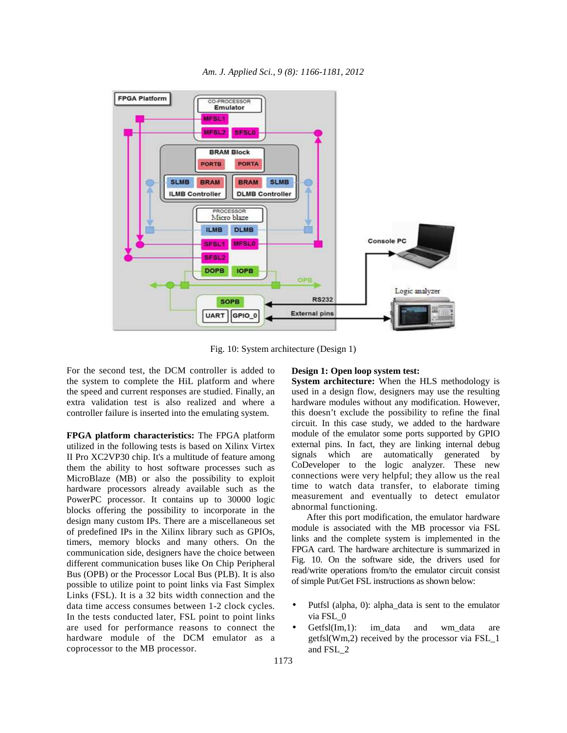Fig. 10: System architecture (Design 1)

For the second test, the DCM controller is added to the system to complete the HiL platform and where the speed and current responses are studied. Finally, an extra validation test is also realized and where a controller failure is inserted into the emulating system.

**FPGA platform characteristics:** The FPGA platform utilized in the following tests is based on Xilinx Virtex II Pro XC2VP30 chip. It's a multitude of feature among them the ability to host software processes such as MicroBlaze (MB) or also the possibility to exploit hardware processors already available such as the PowerPC processor. It contains up to 30000 logic blocks offering the possibility to incorporate in the design many custom IPs. There are a miscellaneous set of predefined IPs in the Xilinx library such as GPIOs, timers, memory blocks and many others. On the communication side, designers have the choice between different communication buses like On Chip Peripheral Bus (OPB) or the Processor Local Bus (PLB). It is also possible to utilize point to point links via Fast Simplex Links (FSL). It is a 32 bits width connection and the data time access consumes between 1-2 clock cycles. In the tests conducted later, FSL point to point links are used for performance reasons to connect the hardware module of the DCM emulator as a coprocessor to the MB processor.

**Design 1: Open loop system test:**

**System architecture:** When the HLS methodology is used in a design flow, designers may use the resulting hardware modules without any modification. However, this doesn't exclude the possibility to refine the final circuit. In this case study, we added to the hardware module of the emulator some ports supported by GPIO external pins. In fact, they are linking internal debug signals which are automatically generated by CoDeveloper to the logic analyzer. These new connections were very helpful; they allow us the real time to watch data transfer, to elaborate timing measurement and eventually to detect emulator abnormal functioning.

After this port modification, the emulator hardware module is associated with the MB processor via FSL links and the complete system is implemented in the FPGA card. The hardware architecture is summarized in Fig. 10. On the software side, the drivers used for read/write operations from/to the emulator circuit consist of simple Put/Get FSL instructions as shown below:

- Putfsl (alpha, 0): alpha_data is sent to the emulator via FSL_0
- Getfsl(Im,1): im_data and wm_data are getfsl(Wm,2) received by the processor via FSL_1 and FSL_2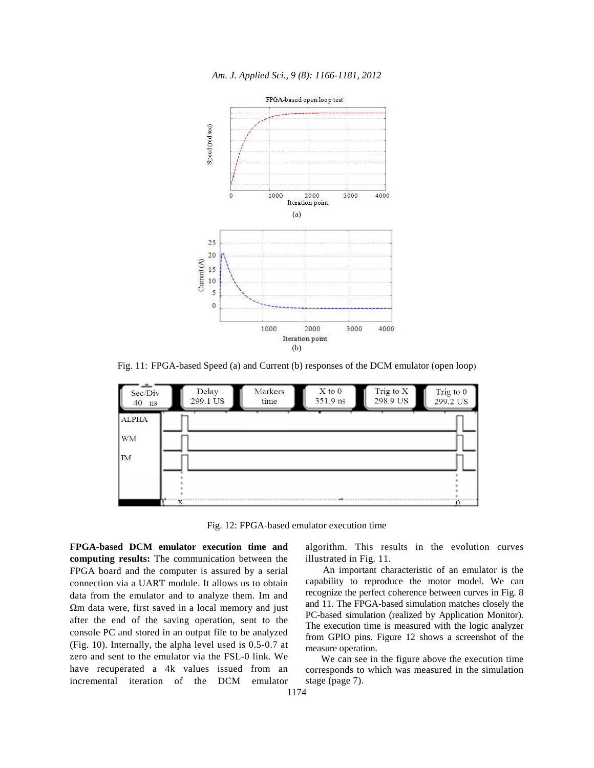Fig. 11: FPGA-based Speed (a) and Current (b) responses of the DCM emulator (open loop)

Fig. 12: FPGA-based emulator execution time

**FPGA-based DCM emulator execution time and computing results:** The communication between the FPGA board and the computer is assured by a serial connection via a UART module. It allows us to obtain data from the emulator and to analyze them. Im and Ωm data were, first saved in a local memory and just after the end of the saving operation, sent to the console PC and stored in an output file to be analyzed (Fig. 10). Internally, the alpha level used is 0.5-0.7 at zero and sent to the emulator via the FSL-0 link. We have recuperated a 4k values issued from an incremental iteration of the DCM emulator algorithm. This results in the evolution curves illustrated in Fig. 11.

An important characteristic of an emulator is the capability to reproduce the motor model. We can recognize the perfect coherence between curves in Fig. 8 and 11. The FPGA-based simulation matches closely the PC-based simulation (realized by Application Monitor). The execution time is measured with the logic analyzer from GPIO pins. Figure 12 shows a screenshot of the measure operation.

We can see in the figure above the execution time corresponds to which was measured in the simulation stage (page 7).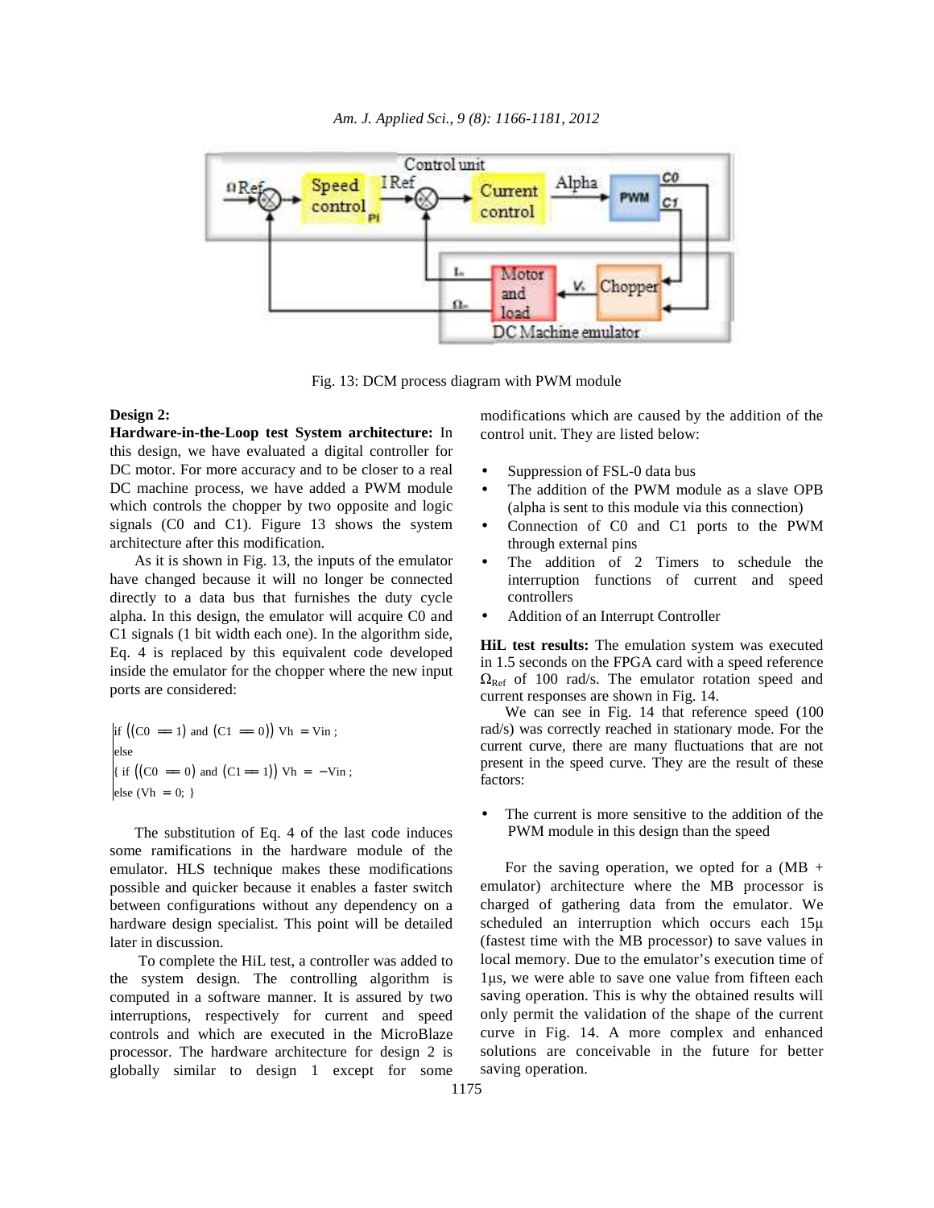Fig. 13: DCM process diagram with PWM module

**Design 2:**

**Hardware-in-the-Loop test System architecture:** In this design, we have evaluated a digital controller for DC motor. For more accuracy and to be closer to a real DC machine process, we have added a PWM module which controls the chopper by two opposite and logic signals (C0 and C1). Figure 13 shows the system architecture after this modification.

As it is shown in Fig. 13, the inputs of the emulator have changed because it will no longer be connected directly to a data bus that furnishes the duty cycle alpha. In this design, the emulator will acquire C0 and C1 signals (1 bit width each one). In the algorithm side, Eq. 4 is replaced by this equivalent code developed inside the emulator for the chopper where the new input ports are considered:

```
if ((C0 == 1) and (C1 == 0)) Vh = Vin ;
else
{ if ((C0 == 0) and (C1 == 1)) Vh = −Vin ;
else (Vh = 0; }
```

The substitution of Eq. 4 of the last code induces some ramifications in the hardware module of the emulator. HLS technique makes these modifications possible and quicker because it enables a faster switch between configurations without any dependency on a hardware design specialist. This point will be detailed later in discussion.

To complete the HiL test, a controller was added to the system design. The controlling algorithm is computed in a software manner. It is assured by two interruptions, respectively for current and speed controls and which are executed in the MicroBlaze processor. The hardware architecture for design 2 is globally similar to design 1 except for some modifications which are caused by the addition of the control unit. They are listed below:

- Suppression of FSL-0 data bus
- The addition of the PWM module as a slave OPB (alpha is sent to this module via this connection)
- Connection of C0 and C1 ports to the PWM through external pins
- The addition of 2 Timers to schedule the interruption functions of current and speed controllers
- Addition of an Interrupt Controller

**HiL test results:** The emulation system was executed in 1.5 seconds on the FPGA card with a speed reference $\Omega_{Ref}$ of 100 rad/s. The emulator rotation speed and current responses are shown in Fig. 14.

We can see in Fig. 14 that reference speed (100 rad/s) was correctly reached in stationary mode. For the current curve, there are many fluctuations that are not present in the speed curve. They are the result of these factors:

- The current is more sensitive to the addition of the PWM module in this design than the speed

For the saving operation, we opted for a (MB + emulator) architecture where the MB processor is charged of gathering data from the emulator. We scheduled an interruption which occurs each 15µ (fastest time with the MB processor) to save values in local memory. Due to the emulator's execution time of 1µs, we were able to save one value from fifteen each saving operation. This is why the obtained results will only permit the validation of the shape of the current curve in Fig. 14. A more complex and enhanced solutions are conceivable in the future for better saving operation.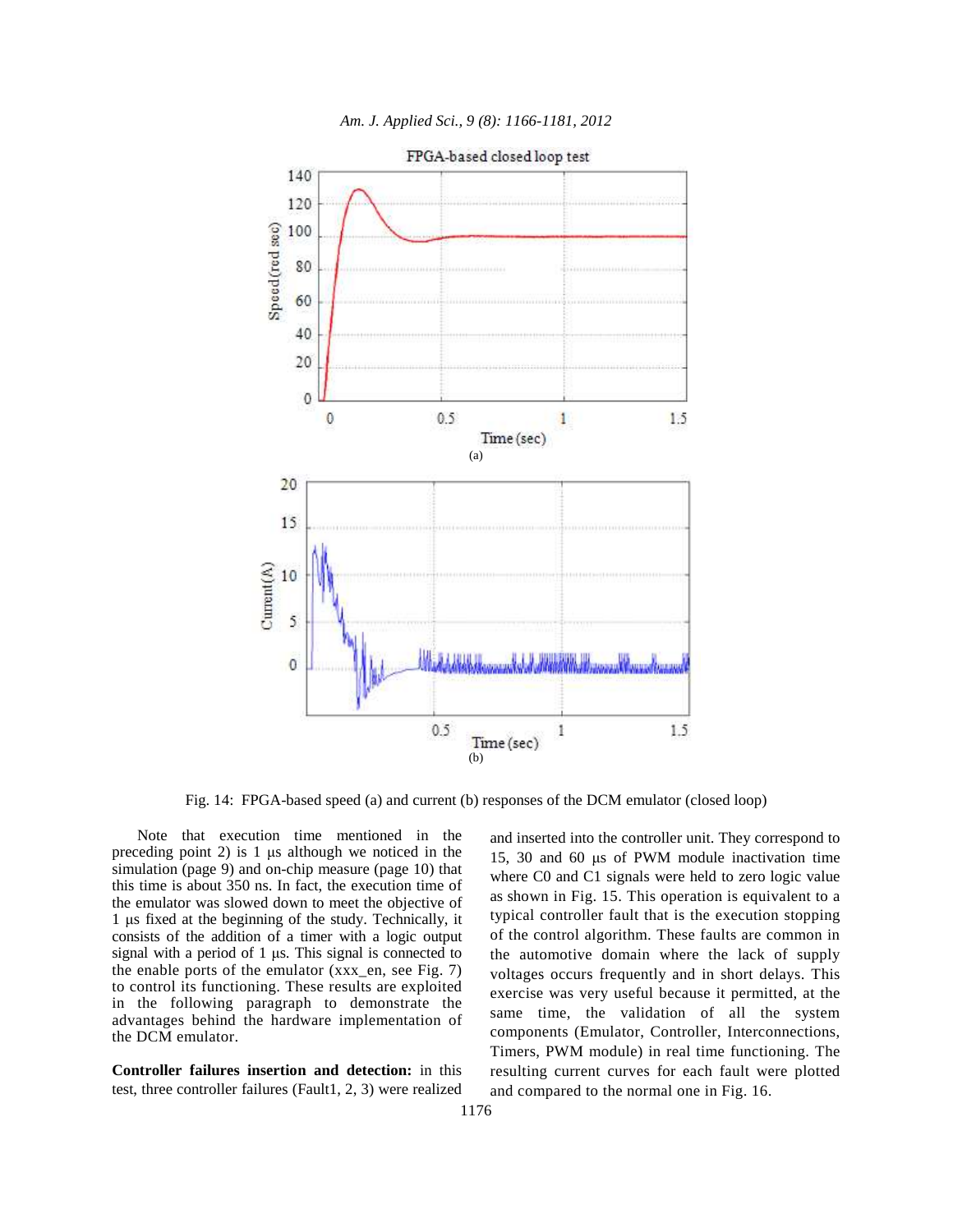Fig. 14: FPGA-based speed (a) and current (b) responses of the DCM emulator (closed loop)

Note that execution time mentioned in the preceding point 2) is 1 µs although we noticed in the simulation (page 9) and on-chip measure (page 10) that this time is about 350 ns. In fact, the execution time of the emulator was slowed down to meet the objective of 1 µs fixed at the beginning of the study. Technically, it consists of the addition of a timer with a logic output signal with a period of 1 µs. This signal is connected to the enable ports of the emulator (xxx_en, see Fig. 7) to control its functioning. These results are exploited in the following paragraph to demonstrate the advantages behind the hardware implementation of the DCM emulator.

**Controller failures insertion and detection:** in this test, three controller failures (Fault1, 2, 3) were realized and inserted into the controller unit. They correspond to 15, 30 and 60 µs of PWM module inactivation time where C0 and C1 signals were held to zero logic value as shown in Fig. 15. This operation is equivalent to a typical controller fault that is the execution stopping of the control algorithm. These faults are common in the automotive domain where the lack of supply voltages occurs frequently and in short delays. This exercise was very useful because it permitted, at the same time, the validation of all the system components (Emulator, Controller, Interconnections, Timers, PWM module) in real time functioning. The resulting current curves for each fault were plotted and compared to the normal one in Fig. 16.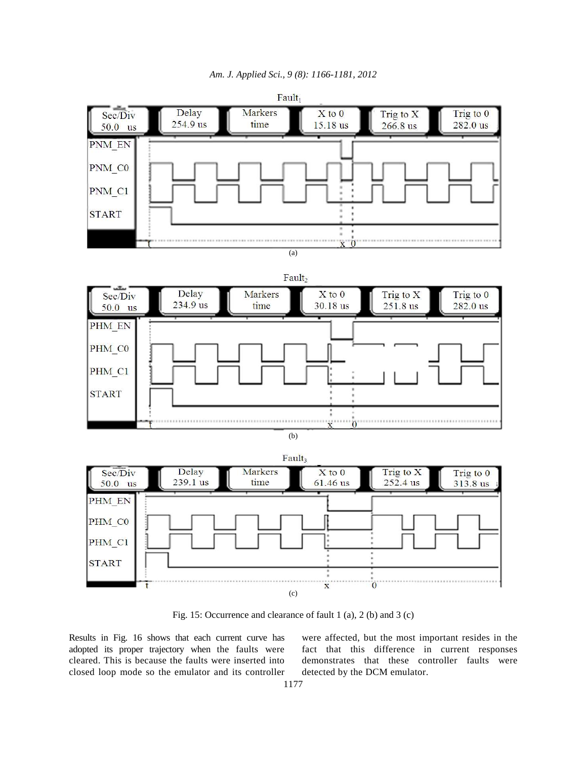Fault$_1$

| Sec/Div 50.0 us | Delay 254.9 us | Markers time | X to 0 15.18 us | Trig to X 266.8 us | Trig to 0 282.0 us |
|---|---|---|---|---|---|

PNM_EN
PNM_C0
PNM_C1
START

(a)

Fault$_2$

| Sec/Div 50.0 us | Delay 234.9 us | Markers time | X to 0 30.18 us | Trig to X 251.8 us | Trig to 0 282.0 us |
|---|---|---|---|---|---|

PHM_EN
PHM_C0
PHM_C1
START

(b)

Fault$_3$

| Sec/Div 50.0 us | Delay 239.1 us | Markers time | X to 0 61.46 us | Trig to X 252.4 us | Trig to 0 313.8 us |
|---|---|---|---|---|---|

PHM_EN
PHM_C0
PHM_C1
START

(c)

Fig. 15: Occurrence and clearance of fault 1 (a), 2 (b) and 3 (c)

Results in Fig. 16 shows that each current curve has adopted its proper trajectory when the faults were cleared. This is because the faults were inserted into closed loop mode so the emulator and its controller were affected, but the most important resides in the fact that this difference in current responses demonstrates that these controller faults were detected by the DCM emulator.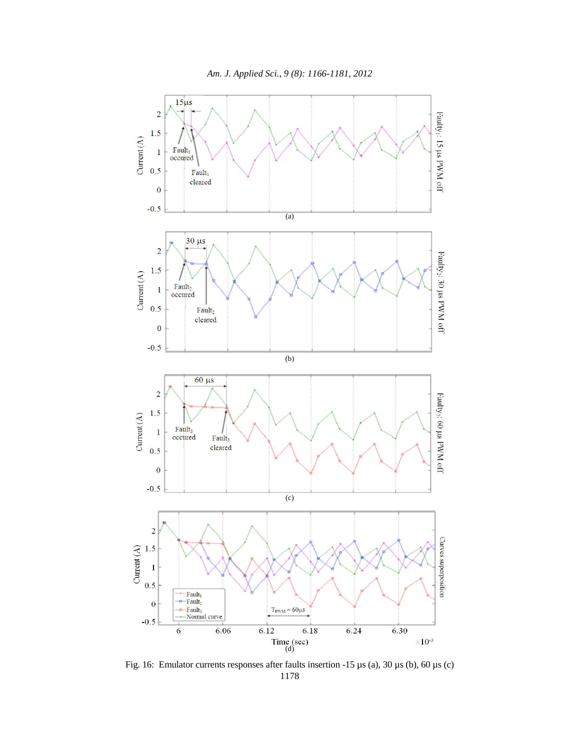Fig. 16: Emulator currents responses after faults insertion -15 μs (a), 30 μs (b), 60 μs (c)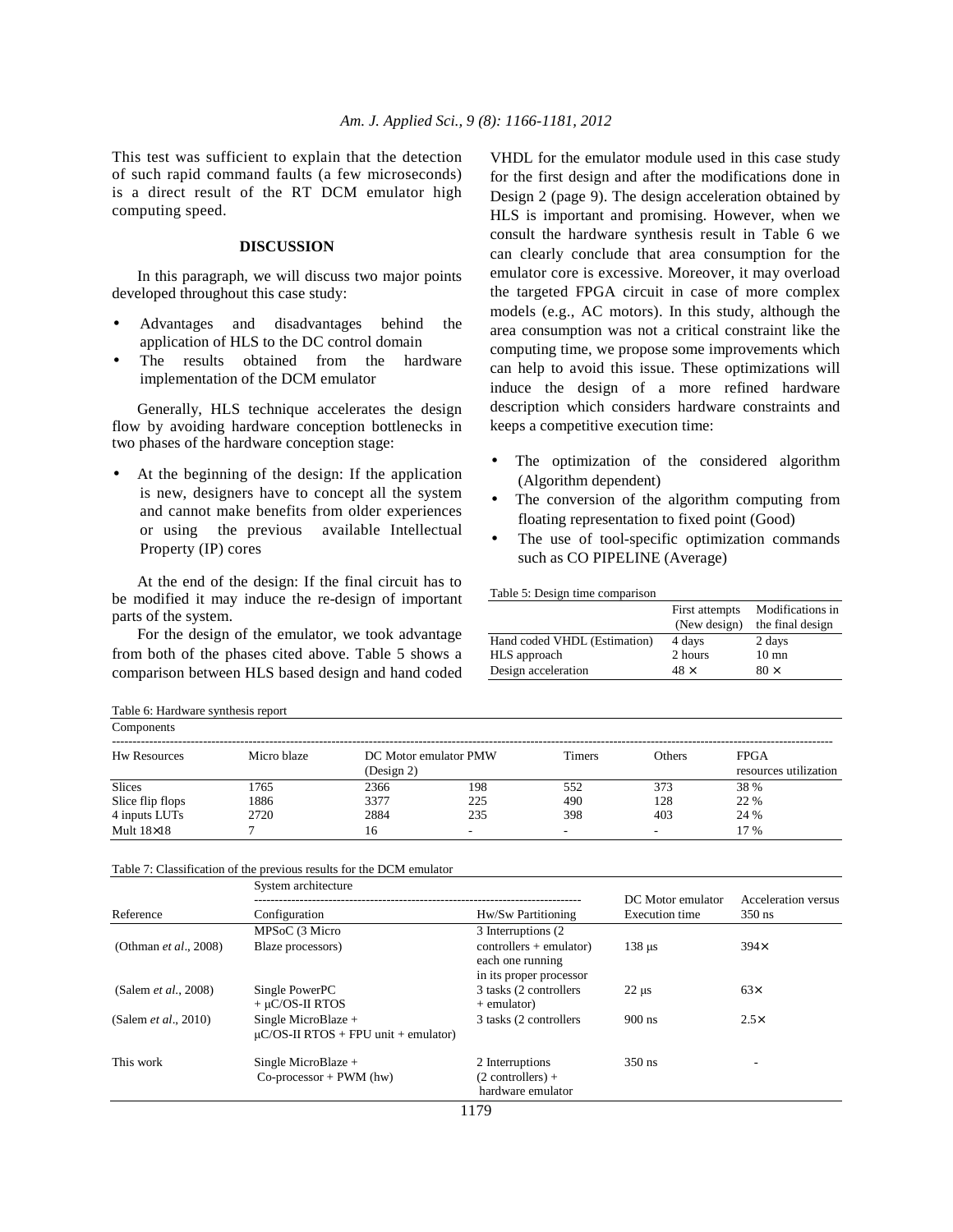This test was sufficient to explain that the detection of such rapid command faults (a few microseconds) is a direct result of the RT DCM emulator high computing speed.

## DISCUSSION

In this paragraph, we will discuss two major points developed throughout this case study:

- Advantages and disadvantages behind the application of HLS to the DC control domain
- The results obtained from the hardware implementation of the DCM emulator

Generally, HLS technique accelerates the design flow by avoiding hardware conception bottlenecks in two phases of the hardware conception stage:

- At the beginning of the design: If the application is new, designers have to concept all the system and cannot make benefits from older experiences or using the previous available Intellectual Property (IP) cores

At the end of the design: If the final circuit has to be modified it may induce the re-design of important parts of the system.

For the design of the emulator, we took advantage from both of the phases cited above. Table 5 shows a comparison between HLS based design and hand coded VHDL for the emulator module used in this case study for the first design and after the modifications done in Design 2 (page 9). The design acceleration obtained by HLS is important and promising. However, when we consult the hardware synthesis result in Table 6 we can clearly conclude that area consumption for the emulator core is excessive. Moreover, it may overload the targeted FPGA circuit in case of more complex models (e.g., AC motors). In this study, although the area consumption was not a critical constraint like the computing time, we propose some improvements which can help to avoid this issue. These optimizations will induce the design of a more refined hardware description which considers hardware constraints and keeps a competitive execution time:

- The optimization of the considered algorithm (Algorithm dependent)
- The conversion of the algorithm computing from floating representation to fixed point (Good)
- The use of tool-specific optimization commands such as CO PIPELINE (Average)

Table 5: Design time comparison

| | First attempts (New design) | Modifications in the final design |
|---|---|---|
| Hand coded VHDL (Estimation) | 4 days | 2 days |
| HLS approach | 2 hours | 10 mn |
| Design acceleration | 48 × | 80 × |

Table 6: Hardware synthesis report

| Components | | | | | | |
|---|---|---|---|---|---|---|
| Hw Resources | Micro blaze | DC Motor emulator (Design 2) | PMW | Timers | Others | FPGA resources utilization |
| Slices | 1765 | 2366 | 198 | 552 | 373 | 38 % |
| Slice flip flops | 1886 | 3377 | 225 | 490 | 128 | 22 % |
| 4 inputs LUTs | 2720 | 2884 | 235 | 398 | 403 | 24 % |
| Mult 18×18 | 7 | 16 | - | - | - | 17 % |

Table 7: Classification of the previous results for the DCM emulator

| | System architecture | | | |
|---|---|---|---|---|
| Reference | Configuration | Hw/Sw Partitioning | DC Motor emulator Execution time | Acceleration versus 350 ns |
| (Othman *et al*., 2008) | MPSoC (3 Micro Blaze processors) | 3 Interruptions (2 controllers + emulator) each one running in its proper processor | 138 μs | 394× |
| (Salem *et al*., 2008) | Single PowerPC + μC/OS-II RTOS | 3 tasks (2 controllers + emulator) | 22 μs | 63× |
| (Salem *et al*., 2010) | Single MicroBlaze + μC/OS-II RTOS + FPU unit + emulator) | 3 tasks (2 controllers | 900 ns | 2.5× |
| This work | Single MicroBlaze + Co-processor + PWM (hw) | 2 Interruptions (2 controllers) + hardware emulator | 350 ns | - |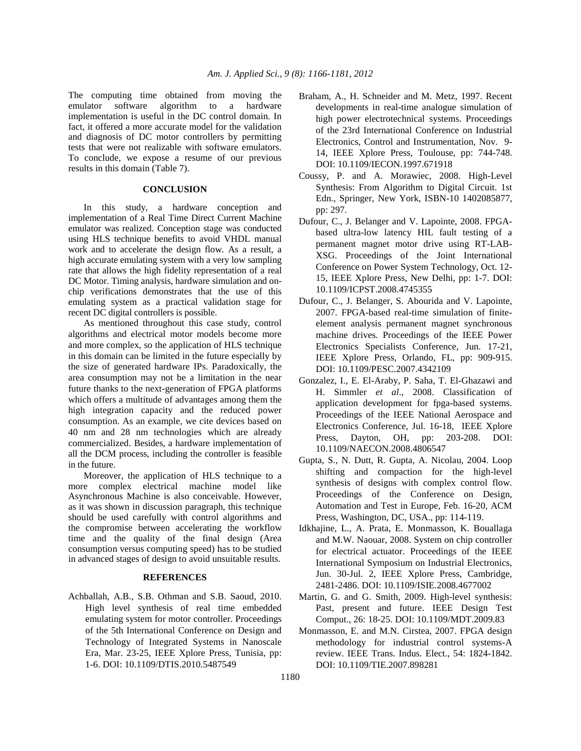The computing time obtained from moving the emulator software algorithm to a hardware implementation is useful in the DC control domain. In fact, it offered a more accurate model for the validation and diagnosis of DC motor controllers by permitting tests that were not realizable with software emulators. To conclude, we expose a resume of our previous results in this domain (Table 7).

## CONCLUSION

In this study, a hardware conception and implementation of a Real Time Direct Current Machine emulator was realized. Conception stage was conducted using HLS technique benefits to avoid VHDL manual work and to accelerate the design flow. As a result, a high accurate emulating system with a very low sampling rate that allows the high fidelity representation of a real DC Motor. Timing analysis, hardware simulation and on-chip verifications demonstrates that the use of this emulating system as a practical validation stage for recent DC digital controllers is possible.

As mentioned throughout this case study, control algorithms and electrical motor models become more and more complex, so the application of HLS technique in this domain can be limited in the future especially by the size of generated hardware IPs. Paradoxically, the area consumption may not be a limitation in the near future thanks to the next-generation of FPGA platforms which offers a multitude of advantages among them the high integration capacity and the reduced power consumption. As an example, we cite devices based on 40 nm and 28 nm technologies which are already commercialized. Besides, a hardware implementation of all the DCM process, including the controller is feasible in the future.

Moreover, the application of HLS technique to a more complex electrical machine model like Asynchronous Machine is also conceivable. However, as it was shown in discussion paragraph, this technique should be used carefully with control algorithms and the compromise between accelerating the workflow time and the quality of the final design (Area consumption versus computing speed) has to be studied in advanced stages of design to avoid unsuitable results.

## REFERENCES

Achballah, A.B., S.B. Othman and S.B. Saoud, 2010. High level synthesis of real time embedded emulating system for motor controller. Proceedings of the 5th International Conference on Design and Technology of Integrated Systems in Nanoscale Era, Mar. 23-25, IEEE Xplore Press, Tunisia, pp: 1-6. DOI: 10.1109/DTIS.2010.5487549

Braham, A., H. Schneider and M. Metz, 1997. Recent developments in real-time analogue simulation of high power electrotechnical systems. Proceedings of the 23rd International Conference on Industrial Electronics, Control and Instrumentation, Nov. 9-14, IEEE Xplore Press, Toulouse, pp: 744-748. DOI: 10.1109/IECON.1997.671918

Coussy, P. and A. Morawiec, 2008. High-Level Synthesis: From Algorithm to Digital Circuit. 1st Edn., Springer, New York, ISBN-10 1402085877, pp: 297.

Dufour, C., J. Belanger and V. Lapointe, 2008. FPGA-based ultra-low latency HIL fault testing of a permanent magnet motor drive using RT-LAB-XSG. Proceedings of the Joint International Conference on Power System Technology, Oct. 12-15, IEEE Xplore Press, New Delhi, pp: 1-7. DOI: 10.1109/ICPST.2008.4745355

Dufour, C., J. Belanger, S. Abourida and V. Lapointe, 2007. FPGA-based real-time simulation of finite-element analysis permanent magnet synchronous machine drives. Proceedings of the IEEE Power Electronics Specialists Conference, Jun. 17-21, IEEE Xplore Press, Orlando, FL, pp: 909-915. DOI: 10.1109/PESC.2007.4342109

Gonzalez, I., E. El-Araby, P. Saha, T. El-Ghazawi and H. Simmler *et al*., 2008. Classification of application development for fpga-based systems. Proceedings of the IEEE National Aerospace and Electronics Conference, Jul. 16-18, IEEE Xplore Press, Dayton, OH, pp: 203-208. DOI: 10.1109/NAECON.2008.4806547

Gupta, S., N. Dutt, R. Gupta, A. Nicolau, 2004. Loop shifting and compaction for the high-level synthesis of designs with complex control flow. Proceedings of the Conference on Design, Automation and Test in Europe, Feb. 16-20, ACM Press, Washington, DC, USA., pp: 114-119.

Idkhajine, L., A. Prata, E. Monmasson, K. Bouallaga and M.W. Naouar, 2008. System on chip controller for electrical actuator. Proceedings of the IEEE International Symposium on Industrial Electronics, Jun. 30-Jul. 2, IEEE Xplore Press, Cambridge, 2481-2486. DOI: 10.1109/ISIE.2008.4677002

Martin, G. and G. Smith, 2009. High-level synthesis: Past, present and future. IEEE Design Test Comput., 26: 18-25. DOI: 10.1109/MDT.2009.83

Monmasson, E. and M.N. Cirstea, 2007. FPGA design methodology for industrial control systems-A review. IEEE Trans. Indus. Elect., 54: 1824-1842. DOI: 10.1109/TIE.2007.898281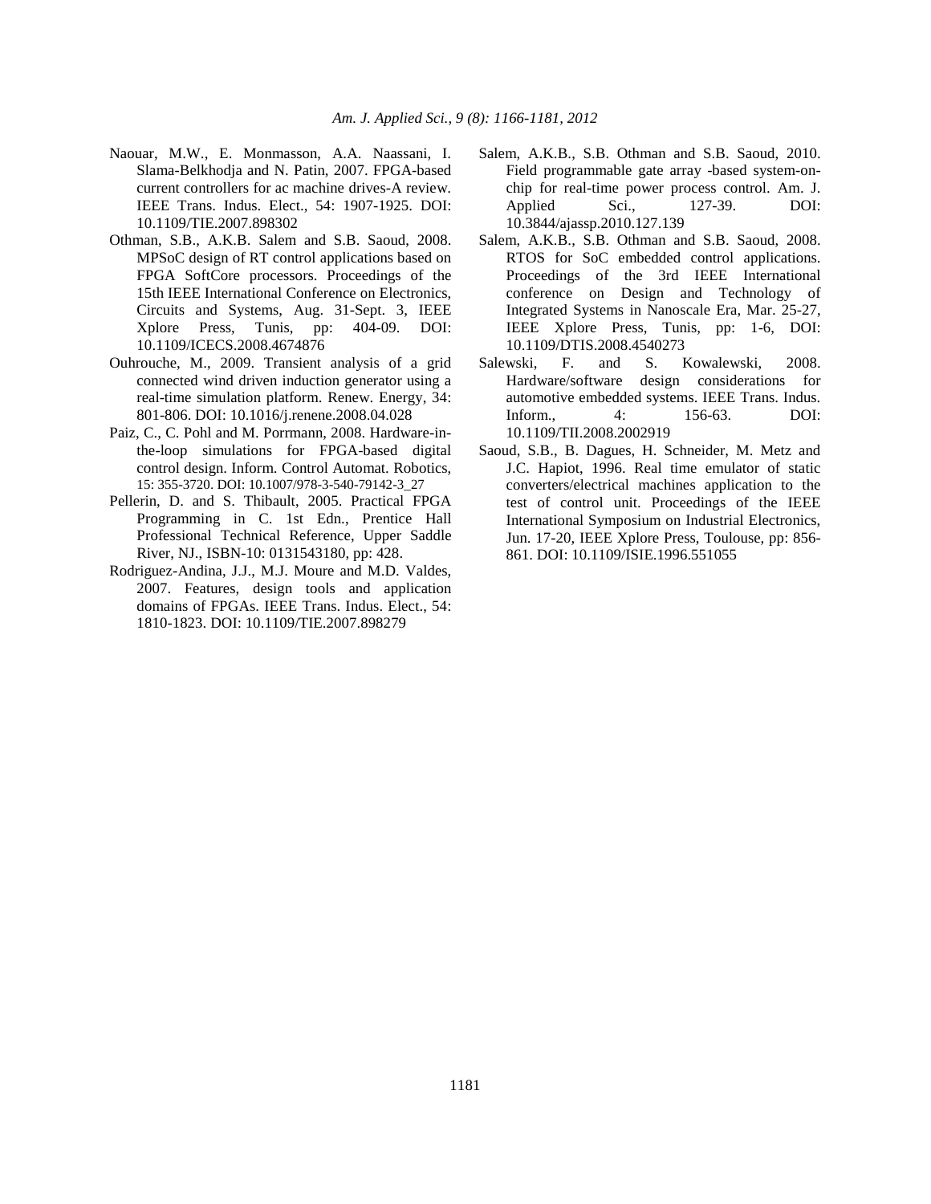Naouar, M.W., E. Monmasson, A.A. Naassani, I. Slama-Belkhodja and N. Patin, 2007. FPGA-based current controllers for ac machine drives-A review. IEEE Trans. Indus. Elect., 54: 1907-1925. DOI: 10.1109/TIE.2007.898302

Othman, S.B., A.K.B. Salem and S.B. Saoud, 2008. MPSoC design of RT control applications based on FPGA SoftCore processors. Proceedings of the 15th IEEE International Conference on Electronics, Circuits and Systems, Aug. 31-Sept. 3, IEEE Xplore Press, Tunis, pp: 404-09. DOI: 10.1109/ICECS.2008.4674876

Ouhrouche, M., 2009. Transient analysis of a grid connected wind driven induction generator using a real-time simulation platform. Renew. Energy, 34: 801-806. DOI: 10.1016/j.renene.2008.04.028

Paiz, C., C. Pohl and M. Porrmann, 2008. Hardware-in-the-loop simulations for FPGA-based digital control design. Inform. Control Automat. Robotics, 15: 355-3720. DOI: 10.1007/978-3-540-79142-3_27

Pellerin, D. and S. Thibault, 2005. Practical FPGA Programming in C. 1st Edn., Prentice Hall Professional Technical Reference, Upper Saddle River, NJ., ISBN-10: 0131543180, pp: 428.

Rodriguez-Andina, J.J., M.J. Moure and M.D. Valdes, 2007. Features, design tools and application domains of FPGAs. IEEE Trans. Indus. Elect., 54: 1810-1823. DOI: 10.1109/TIE.2007.898279

Salem, A.K.B., S.B. Othman and S.B. Saoud, 2010. Field programmable gate array -based system-on-chip for real-time power process control. Am. J. Applied Sci., 127-39. DOI: 10.3844/ajassp.2010.127.139

Salem, A.K.B., S.B. Othman and S.B. Saoud, 2008. RTOS for SoC embedded control applications. Proceedings of the 3rd IEEE International conference on Design and Technology of Integrated Systems in Nanoscale Era, Mar. 25-27, IEEE Xplore Press, Tunis, pp: 1-6, DOI: 10.1109/DTIS.2008.4540273

Salewski, F. and S. Kowalewski, 2008. Hardware/software design considerations for automotive embedded systems. IEEE Trans. Indus. Inform., 4: 156-63. DOI: 10.1109/TII.2008.2002919

Saoud, S.B., B. Dagues, H. Schneider, M. Metz and J.C. Hapiot, 1996. Real time emulator of static converters/electrical machines application to the test of control unit. Proceedings of the IEEE International Symposium on Industrial Electronics, Jun. 17-20, IEEE Xplore Press, Toulouse, pp: 856-861. DOI: 10.1109/ISIE.1996.551055